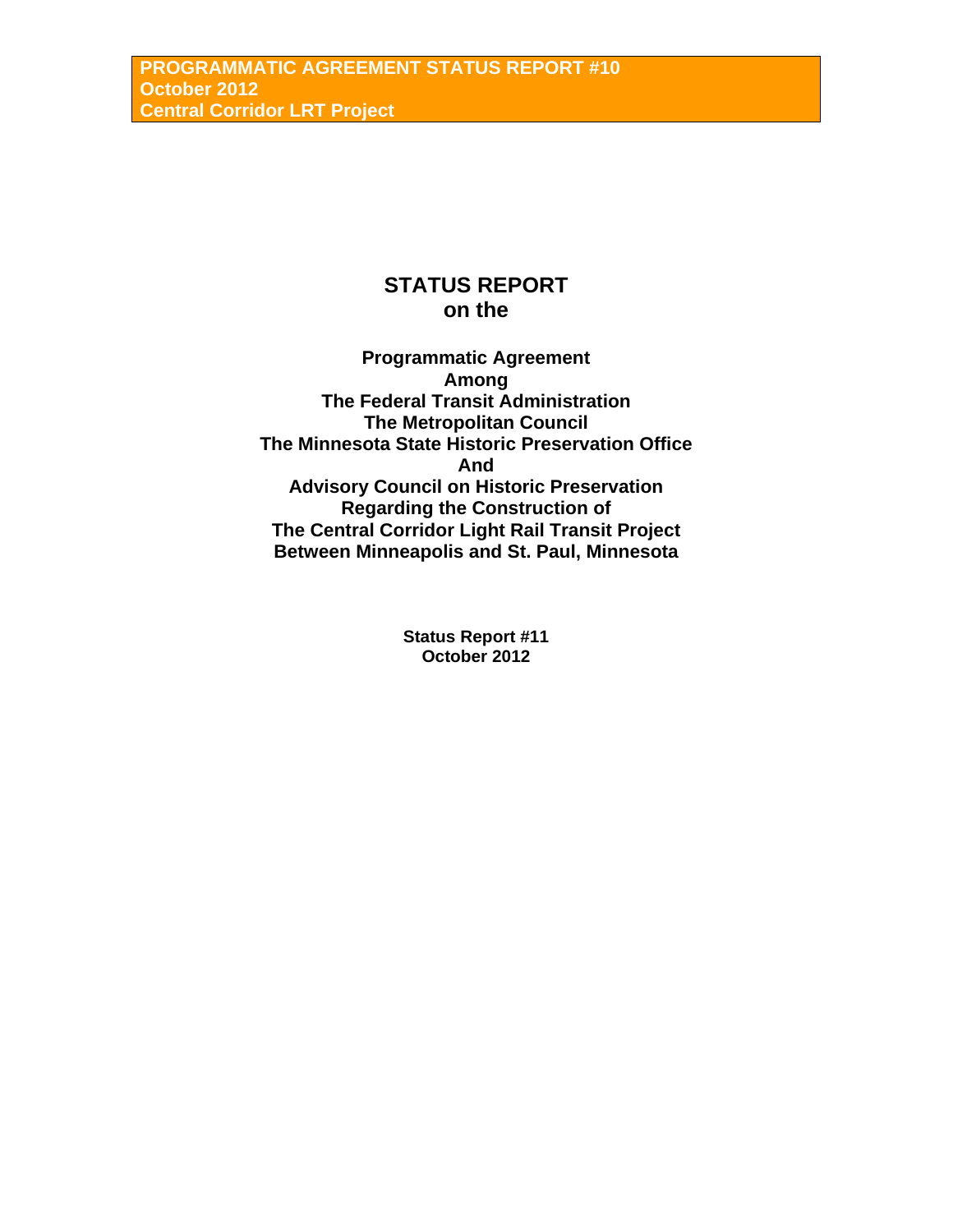# STATUS REPORT
# on the

**Programmatic Agreement**
**Among**
**The Federal Transit Administration**
**The Metropolitan Council**
**The Minnesota State Historic Preservation Office**
**And**
**Advisory Council on Historic Preservation**
**Regarding the Construction of**
**The Central Corridor Light Rail Transit Project**
**Between Minneapolis and St. Paul, Minnesota**

**Status Report #11**
**October 2012**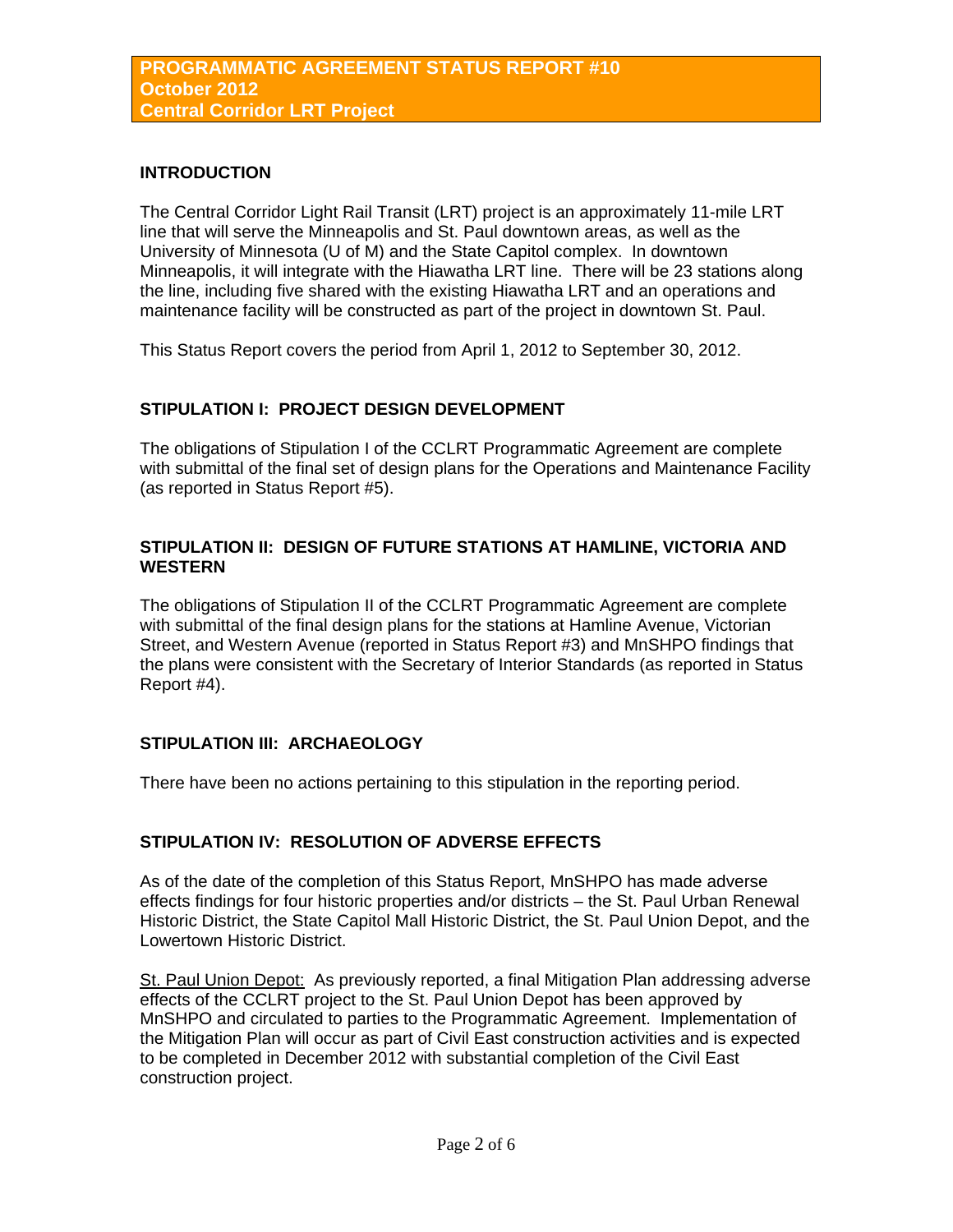**PROGRAMMATIC AGREEMENT STATUS REPORT #10**
**October 2012**
**Central Corridor LRT Project**

## INTRODUCTION

The Central Corridor Light Rail Transit (LRT) project is an approximately 11-mile LRT line that will serve the Minneapolis and St. Paul downtown areas, as well as the University of Minnesota (U of M) and the State Capitol complex. In downtown Minneapolis, it will integrate with the Hiawatha LRT line. There will be 23 stations along the line, including five shared with the existing Hiawatha LRT and an operations and maintenance facility will be constructed as part of the project in downtown St. Paul.

This Status Report covers the period from April 1, 2012 to September 30, 2012.

## STIPULATION I: PROJECT DESIGN DEVELOPMENT

The obligations of Stipulation I of the CCLRT Programmatic Agreement are complete with submittal of the final set of design plans for the Operations and Maintenance Facility (as reported in Status Report #5).

## STIPULATION II: DESIGN OF FUTURE STATIONS AT HAMLINE, VICTORIA AND WESTERN

The obligations of Stipulation II of the CCLRT Programmatic Agreement are complete with submittal of the final design plans for the stations at Hamline Avenue, Victorian Street, and Western Avenue (reported in Status Report #3) and MnSHPO findings that the plans were consistent with the Secretary of Interior Standards (as reported in Status Report #4).

## STIPULATION III: ARCHAEOLOGY

There have been no actions pertaining to this stipulation in the reporting period.

## STIPULATION IV: RESOLUTION OF ADVERSE EFFECTS

As of the date of the completion of this Status Report, MnSHPO has made adverse effects findings for four historic properties and/or districts – the St. Paul Urban Renewal Historic District, the State Capitol Mall Historic District, the St. Paul Union Depot, and the Lowertown Historic District.

St. Paul Union Depot: As previously reported, a final Mitigation Plan addressing adverse effects of the CCLRT project to the St. Paul Union Depot has been approved by MnSHPO and circulated to parties to the Programmatic Agreement. Implementation of the Mitigation Plan will occur as part of Civil East construction activities and is expected to be completed in December 2012 with substantial completion of the Civil East construction project.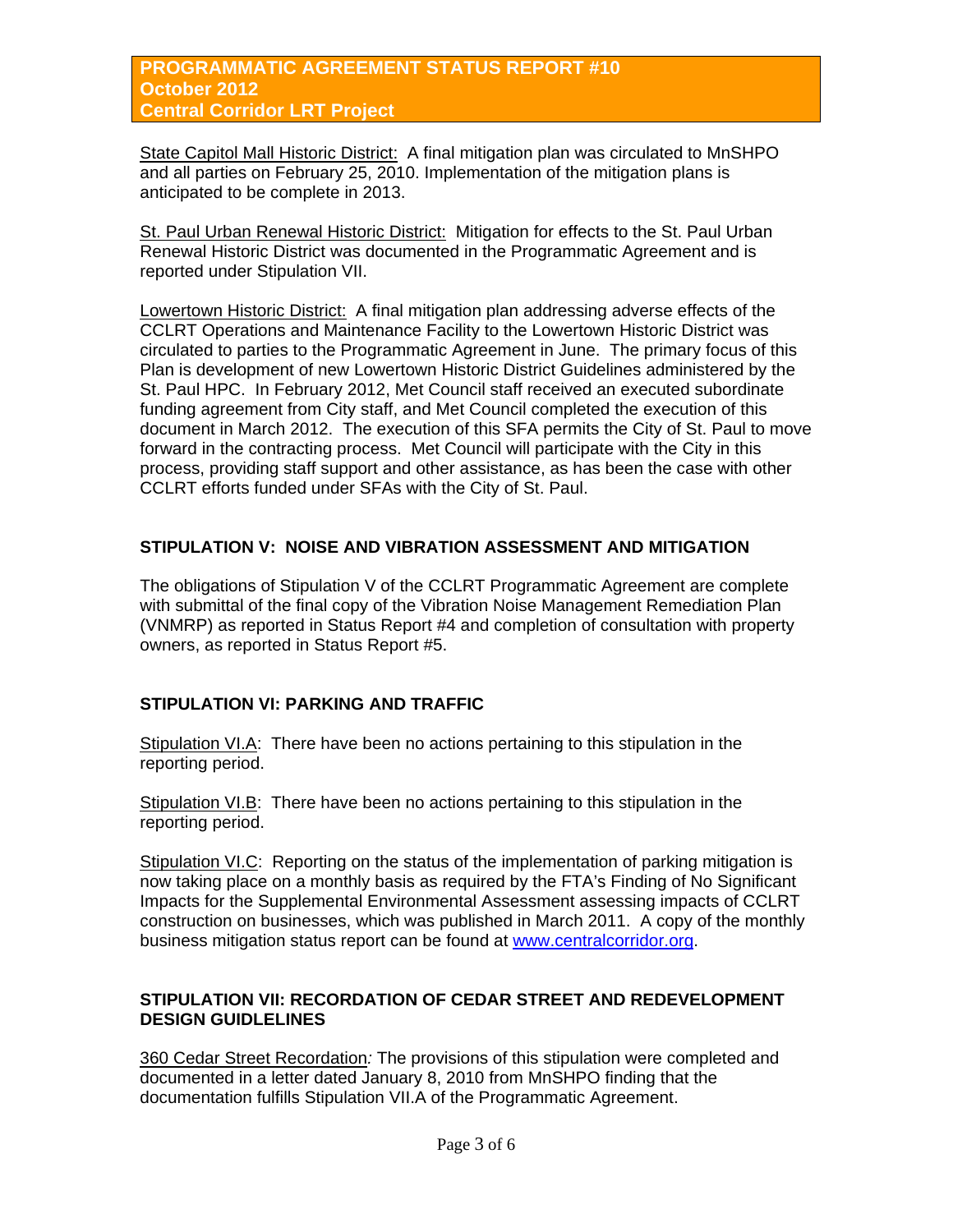State Capitol Mall Historic District: A final mitigation plan was circulated to MnSHPO and all parties on February 25, 2010. Implementation of the mitigation plans is anticipated to be complete in 2013.

St. Paul Urban Renewal Historic District: Mitigation for effects to the St. Paul Urban Renewal Historic District was documented in the Programmatic Agreement and is reported under Stipulation VII.

Lowertown Historic District: A final mitigation plan addressing adverse effects of the CCLRT Operations and Maintenance Facility to the Lowertown Historic District was circulated to parties to the Programmatic Agreement in June. The primary focus of this Plan is development of new Lowertown Historic District Guidelines administered by the St. Paul HPC. In February 2012, Met Council staff received an executed subordinate funding agreement from City staff, and Met Council completed the execution of this document in March 2012. The execution of this SFA permits the City of St. Paul to move forward in the contracting process. Met Council will participate with the City in this process, providing staff support and other assistance, as has been the case with other CCLRT efforts funded under SFAs with the City of St. Paul.

## STIPULATION V: NOISE AND VIBRATION ASSESSMENT AND MITIGATION

The obligations of Stipulation V of the CCLRT Programmatic Agreement are complete with submittal of the final copy of the Vibration Noise Management Remediation Plan (VNMRP) as reported in Status Report #4 and completion of consultation with property owners, as reported in Status Report #5.

## STIPULATION VI: PARKING AND TRAFFIC

Stipulation VI.A: There have been no actions pertaining to this stipulation in the reporting period.

Stipulation VI.B: There have been no actions pertaining to this stipulation in the reporting period.

Stipulation VI.C: Reporting on the status of the implementation of parking mitigation is now taking place on a monthly basis as required by the FTA's Finding of No Significant Impacts for the Supplemental Environmental Assessment assessing impacts of CCLRT construction on businesses, which was published in March 2011. A copy of the monthly business mitigation status report can be found at [www.centralcorridor.org](http://www.centralcorridor.org).

## STIPULATION VII: RECORDATION OF CEDAR STREET AND REDEVELOPMENT DESIGN GUIDLELINES

360 Cedar Street Recordation*:* The provisions of this stipulation were completed and documented in a letter dated January 8, 2010 from MnSHPO finding that the documentation fulfills Stipulation VII.A of the Programmatic Agreement.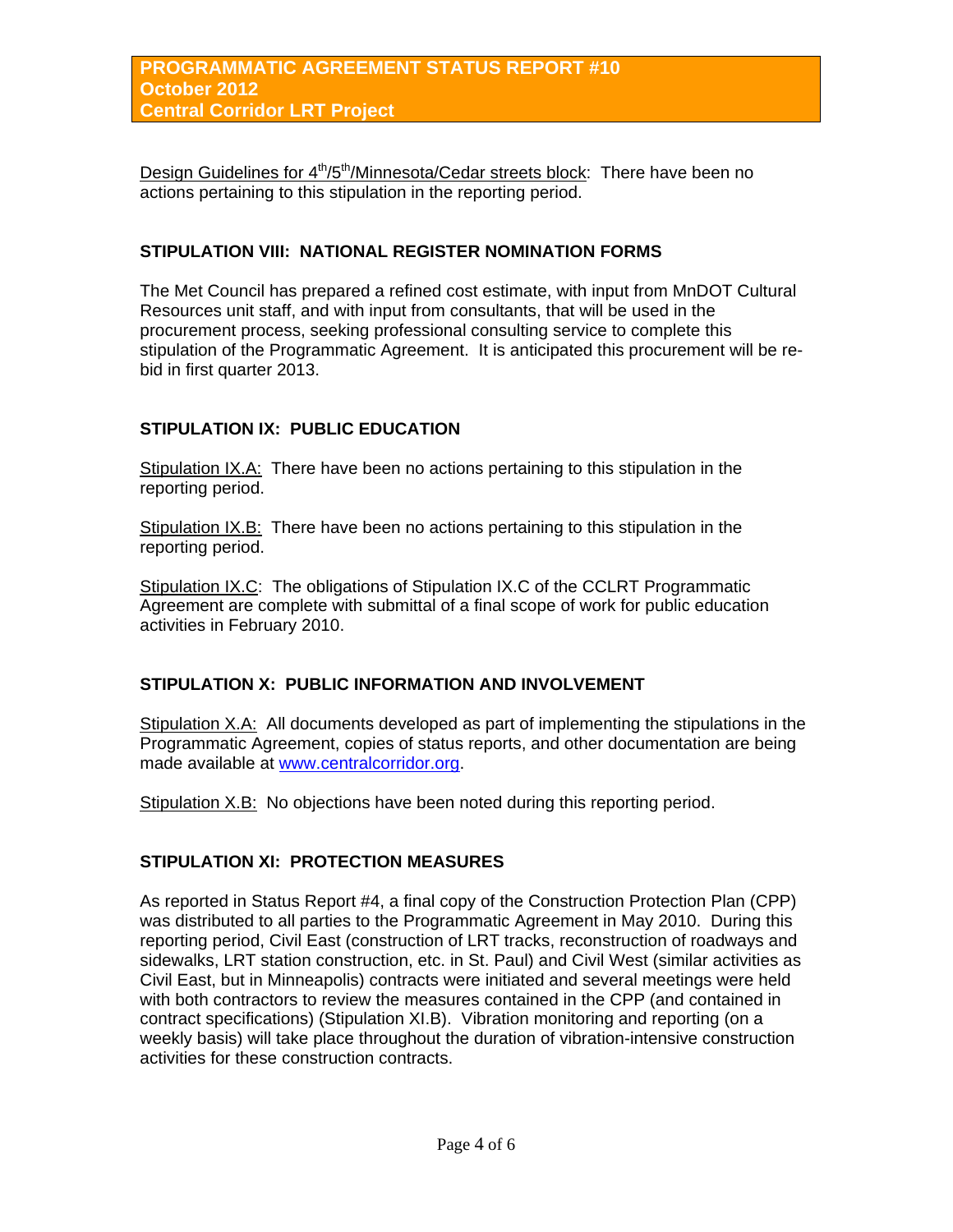<u>Design Guidelines for 4th/5th/Minnesota/Cedar streets block</u>: There have been no actions pertaining to this stipulation in the reporting period.

## STIPULATION VIII: NATIONAL REGISTER NOMINATION FORMS

The Met Council has prepared a refined cost estimate, with input from MnDOT Cultural Resources unit staff, and with input from consultants, that will be used in the procurement process, seeking professional consulting service to complete this stipulation of the Programmatic Agreement. It is anticipated this procurement will be re-bid in first quarter 2013.

## STIPULATION IX: PUBLIC EDUCATION

<u>Stipulation IX.A:</u> There have been no actions pertaining to this stipulation in the reporting period.

<u>Stipulation IX.B:</u> There have been no actions pertaining to this stipulation in the reporting period.

<u>Stipulation IX.C</u>: The obligations of Stipulation IX.C of the CCLRT Programmatic Agreement are complete with submittal of a final scope of work for public education activities in February 2010.

## STIPULATION X: PUBLIC INFORMATION AND INVOLVEMENT

<u>Stipulation X.A:</u> All documents developed as part of implementing the stipulations in the Programmatic Agreement, copies of status reports, and other documentation are being made available at [www.centralcorridor.org](http://www.centralcorridor.org).

<u>Stipulation X.B:</u> No objections have been noted during this reporting period.

## STIPULATION XI: PROTECTION MEASURES

As reported in Status Report #4, a final copy of the Construction Protection Plan (CPP) was distributed to all parties to the Programmatic Agreement in May 2010. During this reporting period, Civil East (construction of LRT tracks, reconstruction of roadways and sidewalks, LRT station construction, etc. in St. Paul) and Civil West (similar activities as Civil East, but in Minneapolis) contracts were initiated and several meetings were held with both contractors to review the measures contained in the CPP (and contained in contract specifications) (Stipulation XI.B). Vibration monitoring and reporting (on a weekly basis) will take place throughout the duration of vibration-intensive construction activities for these construction contracts.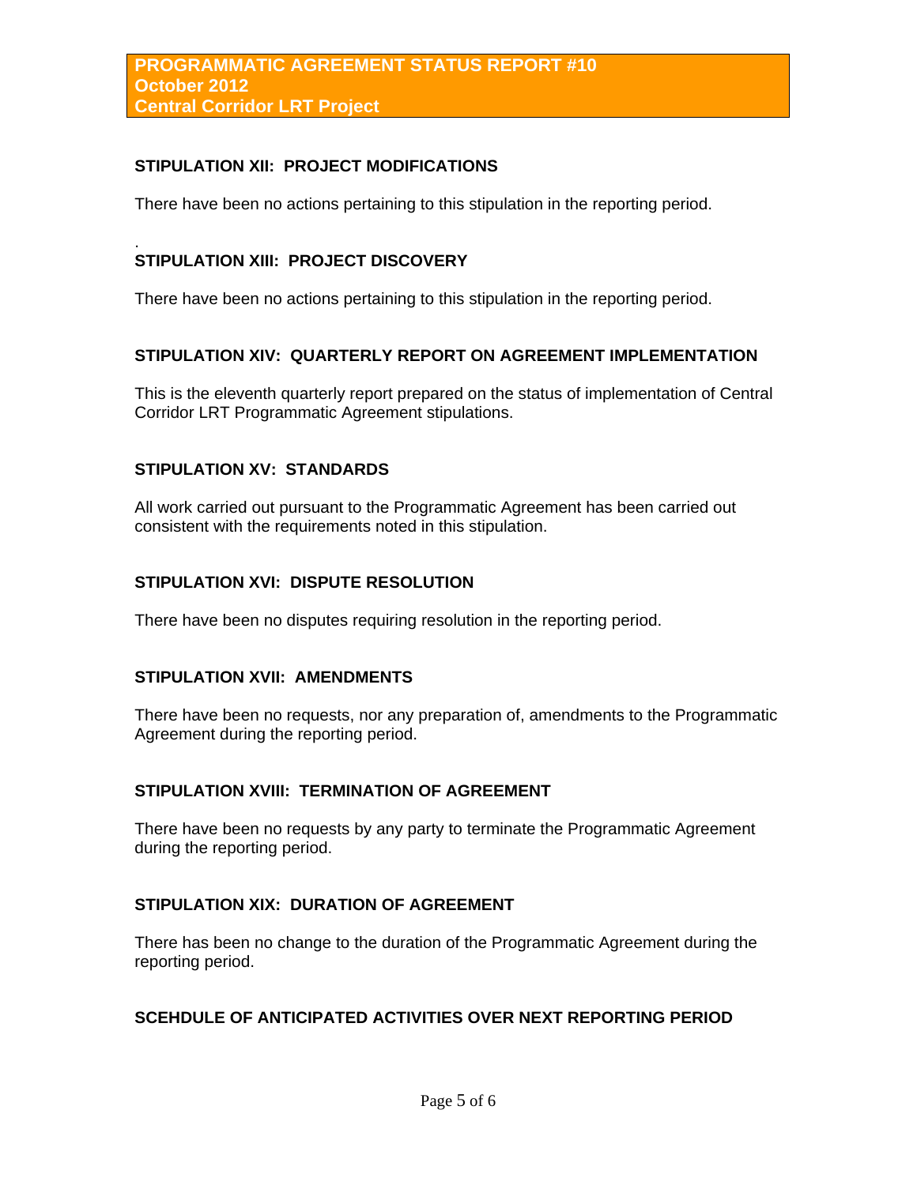## STIPULATION XII: PROJECT MODIFICATIONS

There have been no actions pertaining to this stipulation in the reporting period.

.

## STIPULATION XIII: PROJECT DISCOVERY

There have been no actions pertaining to this stipulation in the reporting period.

## STIPULATION XIV: QUARTERLY REPORT ON AGREEMENT IMPLEMENTATION

This is the eleventh quarterly report prepared on the status of implementation of Central Corridor LRT Programmatic Agreement stipulations.

## STIPULATION XV: STANDARDS

All work carried out pursuant to the Programmatic Agreement has been carried out consistent with the requirements noted in this stipulation.

## STIPULATION XVI: DISPUTE RESOLUTION

There have been no disputes requiring resolution in the reporting period.

## STIPULATION XVII: AMENDMENTS

There have been no requests, nor any preparation of, amendments to the Programmatic Agreement during the reporting period.

## STIPULATION XVIII: TERMINATION OF AGREEMENT

There have been no requests by any party to terminate the Programmatic Agreement during the reporting period.

## STIPULATION XIX: DURATION OF AGREEMENT

There has been no change to the duration of the Programmatic Agreement during the reporting period.

## SCEHDULE OF ANTICIPATED ACTIVITIES OVER NEXT REPORTING PERIOD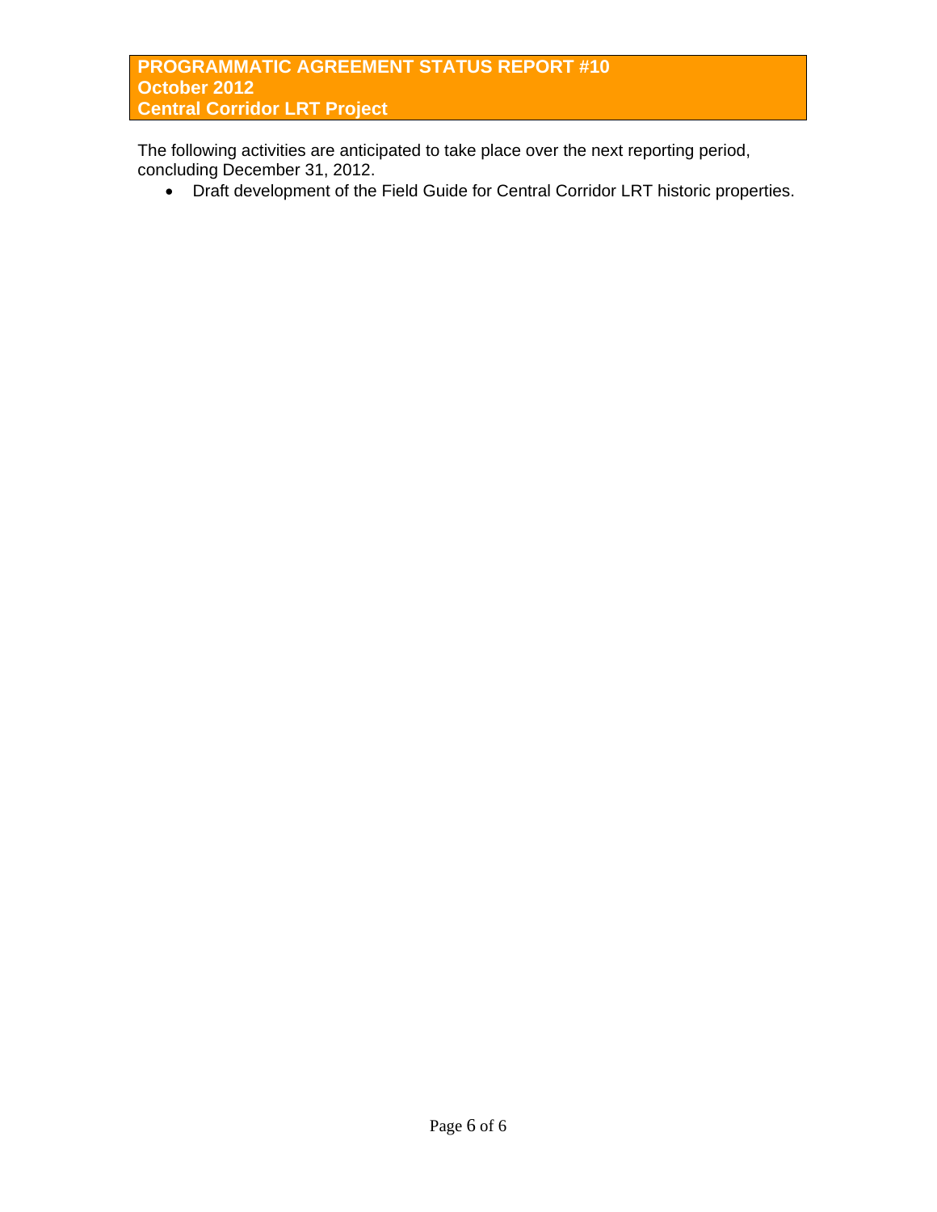The following activities are anticipated to take place over the next reporting period, concluding December 31, 2012.

- Draft development of the Field Guide for Central Corridor LRT historic properties.